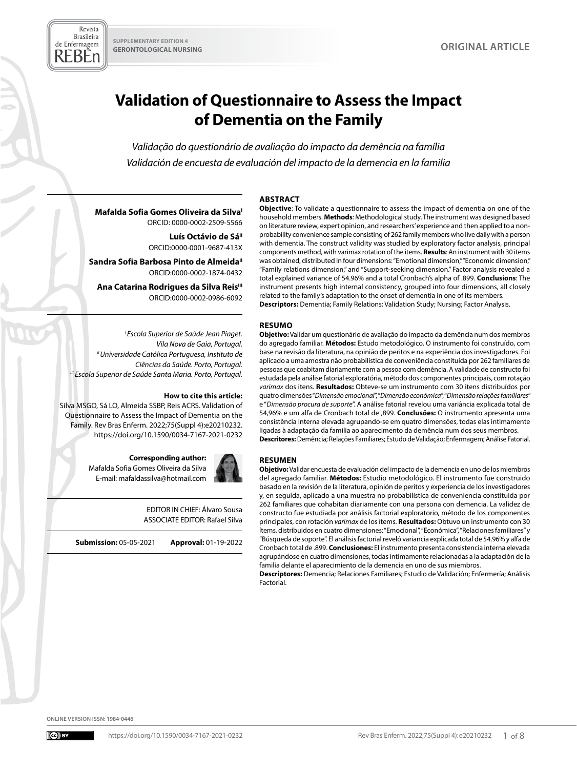SUPPLEMENTARY EDITION 4
GERONTOLOGICAL NURSING

ORIGINAL ARTICLE

# Validation of Questionnaire to Assess the Impact of Dementia on the Family

*Validação do questionário de avaliação do impacto da demência na família*
*Validación de encuesta de evaluación del impacto de la demencia en la familia*

**Mafalda Sofia Gomes Oliveira da Silva**[I]
ORCID: 0000-0002-2509-5566

**Luís Octávio de Sá**[II]
ORCID:0000-0001-9687-413X

**Sandra Sofia Barbosa Pinto de Almeida**[II]
ORCID:0000-0002-1874-0432

**Ana Catarina Rodrigues da Silva Reis**[III]
ORCID:0000-0002-0986-6092

*[I] Escola Superior de Saúde Jean Piaget. Vila Nova de Gaia, Portugal.*
*[II] Universidade Católica Portuguesa, Instituto de Ciências da Saúde. Porto, Portugal.*
*[III] Escola Superior de Saúde Santa Maria. Porto, Portugal.*

**How to cite this article:**
Silva MSGO, Sá LO, Almeida SSBP, Reis ACRS. Validation of Questionnaire to Assess the Impact of Dementia on the Family. Rev Bras Enferm. 2022;75(Suppl 4):e20210232. https://doi.org/10.1590/0034-7167-2021-0232

**Corresponding author:**
Mafalda Sofia Gomes Oliveira da Silva
E-mail: mafaldassilva@hotmail.com

EDITOR IN CHIEF: Álvaro Sousa
ASSOCIATE EDITOR: Rafael Silva

**Submission:** 05-05-2021 **Approval:** 01-19-2022

## ABSTRACT

**Objective**: To validate a questionnaire to assess the impact of dementia on one of the household members. **Methods**: Methodological study. The instrument was designed based on literature review, expert opinion, and researchers' experience and then applied to a non-probability convenience sample consisting of 262 family members who live daily with a person with dementia. The construct validity was studied by exploratory factor analysis, principal components method, with varimax rotation of the items. **Results**: An instrument with 30 items was obtained, distributed in four dimensions: "Emotional dimension," "Economic dimension," "Family relations dimension," and "Support-seeking dimension." Factor analysis revealed a total explained variance of 54.96% and a total Cronbach's alpha of .899. **Conclusions**: The instrument presents high internal consistency, grouped into four dimensions, all closely related to the family's adaptation to the onset of dementia in one of its members.
**Descriptors:** Dementia; Family Relations; Validation Study; Nursing; Factor Analysis.

## RESUMO

**Objetivo:** Validar um questionário de avaliação do impacto da demência num dos membros do agregado familiar. **Métodos:** Estudo metodológico. O instrumento foi construído, com base na revisão da literatura, na opinião de peritos e na experiência dos investigadores. Foi aplicado a uma amostra não probabilística de conveniência constituída por 262 familiares de pessoas que coabitam diariamente com a pessoa com demência. A validade de constructo foi estudada pela análise fatorial exploratória, método dos componentes principais, com rotação *varimax* dos itens. **Resultados:** Obteve-se um instrumento com 30 itens distribuídos por quatro dimensões "*Dimensão emocional*", "*Dimensão económica*", "*Dimensão relações familiares*" e "*Dimensão procura de suporte*". A análise fatorial revelou uma variância explicada total de 54,96% e um alfa de Cronbach total de ,899. **Conclusões:** O instrumento apresenta uma consistência interna elevada agrupando-se em quatro dimensões, todas elas intimamente ligadas à adaptação da família ao aparecimento da demência num dos seus membros.
**Descritores:** Demência; Relações Familiares; Estudo de Validação; Enfermagem; Análise Fatorial.

## RESUMEN

**Objetivo:** Validar encuesta de evaluación del impacto de la demencia en uno de los miembros del agregado familiar. **Métodos:** Estudio metodológico. El instrumento fue construido basado en la revisión de la literatura, opinión de peritos y experiencia de los investigadores y, en seguida, aplicado a una muestra no probabilística de conveniencia constituida por 262 familiares que cohabitan diariamente con una persona con demencia. La validez de constructo fue estudiada por análisis factorial exploratorio, método de los componentes principales, con rotación *varimax* de los ítems. **Resultados:** Obtuvo un instrumento con 30 ítems, distribuidos en cuatro dimensiones: "Emocional", "Económica", "Relaciones familiares" y "Búsqueda de soporte". El análisis factorial reveló variancia explicada total de 54.96% y alfa de Cronbach total de .899. **Conclusiones:** El instrumento presenta consistencia interna elevada agrupándose en cuatro dimensiones, todas íntimamente relacionadas a la adaptación de la familia delante el aparecimiento de la demencia en uno de sus miembros.
**Descriptores:** Demencia; Relaciones Familiares; Estudio de Validación; Enfermería; Análisis Factorial.

ONLINE VERSION ISSN: 1984-0446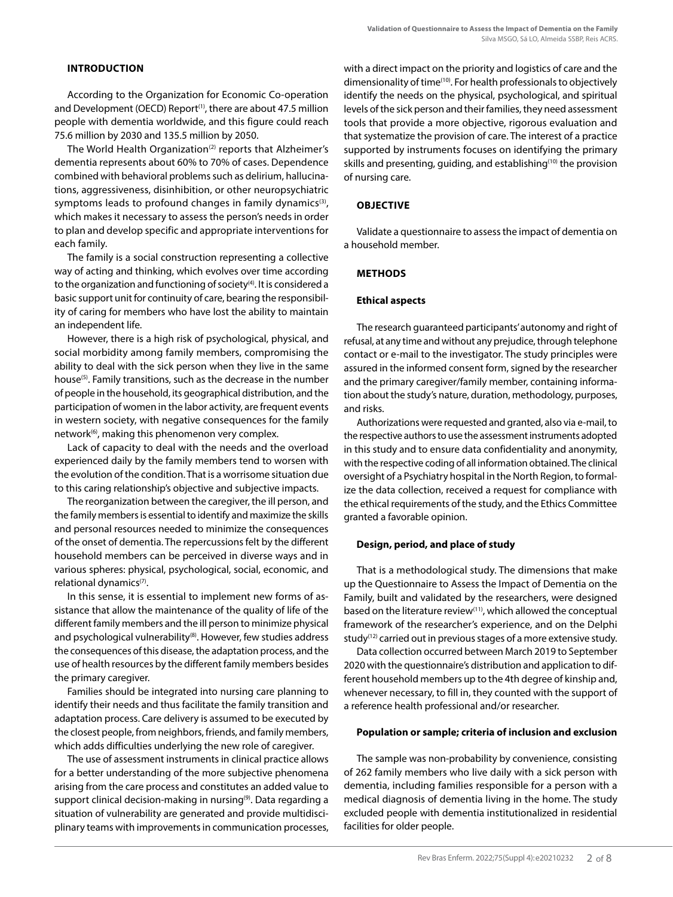## INTRODUCTION

According to the Organization for Economic Co-operation and Development (OECD) Report[1], there are about 47.5 million people with dementia worldwide, and this figure could reach 75.6 million by 2030 and 135.5 million by 2050.

The World Health Organization[2] reports that Alzheimer's dementia represents about 60% to 70% of cases. Dependence combined with behavioral problems such as delirium, hallucinations, aggressiveness, disinhibition, or other neuropsychiatric symptoms leads to profound changes in family dynamics[3], which makes it necessary to assess the person's needs in order to plan and develop specific and appropriate interventions for each family.

The family is a social construction representing a collective way of acting and thinking, which evolves over time according to the organization and functioning of society[4]. It is considered a basic support unit for continuity of care, bearing the responsibility of caring for members who have lost the ability to maintain an independent life.

However, there is a high risk of psychological, physical, and social morbidity among family members, compromising the ability to deal with the sick person when they live in the same house[5]. Family transitions, such as the decrease in the number of people in the household, its geographical distribution, and the participation of women in the labor activity, are frequent events in western society, with negative consequences for the family network[6], making this phenomenon very complex.

Lack of capacity to deal with the needs and the overload experienced daily by the family members tend to worsen with the evolution of the condition. That is a worrisome situation due to this caring relationship's objective and subjective impacts.

The reorganization between the caregiver, the ill person, and the family members is essential to identify and maximize the skills and personal resources needed to minimize the consequences of the onset of dementia. The repercussions felt by the different household members can be perceived in diverse ways and in various spheres: physical, psychological, social, economic, and relational dynamics[7].

In this sense, it is essential to implement new forms of assistance that allow the maintenance of the quality of life of the different family members and the ill person to minimize physical and psychological vulnerability[8]. However, few studies address the consequences of this disease, the adaptation process, and the use of health resources by the different family members besides the primary caregiver.

Families should be integrated into nursing care planning to identify their needs and thus facilitate the family transition and adaptation process. Care delivery is assumed to be executed by the closest people, from neighbors, friends, and family members, which adds difficulties underlying the new role of caregiver.

The use of assessment instruments in clinical practice allows for a better understanding of the more subjective phenomena arising from the care process and constitutes an added value to support clinical decision-making in nursing[9]. Data regarding a situation of vulnerability are generated and provide multidisciplinary teams with improvements in communication processes, with a direct impact on the priority and logistics of care and the dimensionality of time[10]. For health professionals to objectively identify the needs on the physical, psychological, and spiritual levels of the sick person and their families, they need assessment tools that provide a more objective, rigorous evaluation and that systematize the provision of care. The interest of a practice supported by instruments focuses on identifying the primary skills and presenting, guiding, and establishing[10] the provision of nursing care.

## OBJECTIVE

Validate a questionnaire to assess the impact of dementia on a household member.

## METHODS

### Ethical aspects

The research guaranteed participants' autonomy and right of refusal, at any time and without any prejudice, through telephone contact or e-mail to the investigator. The study principles were assured in the informed consent form, signed by the researcher and the primary caregiver/family member, containing information about the study's nature, duration, methodology, purposes, and risks.

Authorizations were requested and granted, also via e-mail, to the respective authors to use the assessment instruments adopted in this study and to ensure data confidentiality and anonymity, with the respective coding of all information obtained. The clinical oversight of a Psychiatry hospital in the North Region, to formalize the data collection, received a request for compliance with the ethical requirements of the study, and the Ethics Committee granted a favorable opinion.

### Design, period, and place of study

That is a methodological study. The dimensions that make up the Questionnaire to Assess the Impact of Dementia on the Family, built and validated by the researchers, were designed based on the literature review[11], which allowed the conceptual framework of the researcher's experience, and on the Delphi study[12] carried out in previous stages of a more extensive study.

Data collection occurred between March 2019 to September 2020 with the questionnaire's distribution and application to different household members up to the 4th degree of kinship and, whenever necessary, to fill in, they counted with the support of a reference health professional and/or researcher.

### Population or sample; criteria of inclusion and exclusion

The sample was non-probability by convenience, consisting of 262 family members who live daily with a sick person with dementia, including families responsible for a person with a medical diagnosis of dementia living in the home. The study excluded people with dementia institutionalized in residential facilities for older people.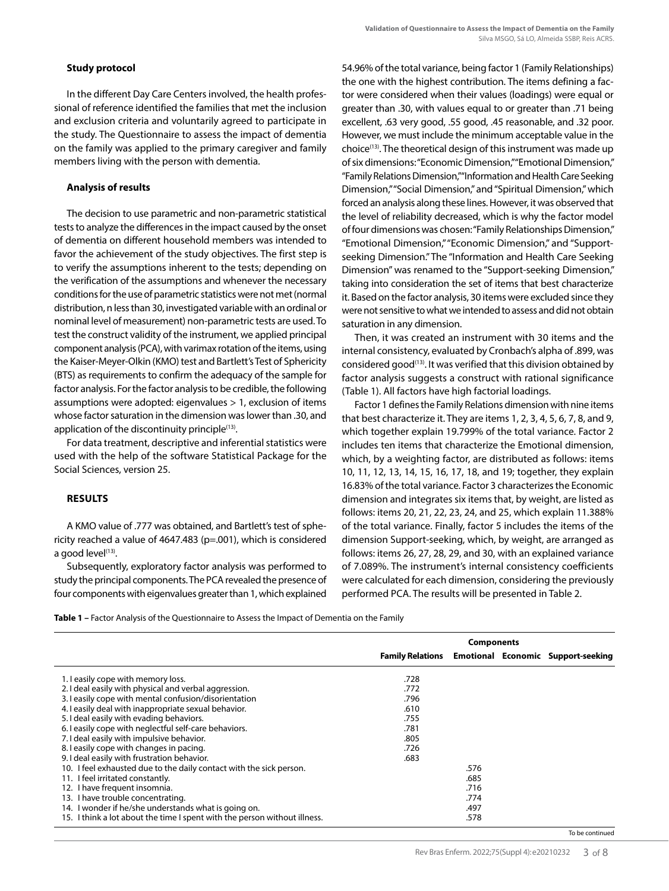### Study protocol

In the different Day Care Centers involved, the health professional of reference identified the families that met the inclusion and exclusion criteria and voluntarily agreed to participate in the study. The Questionnaire to assess the impact of dementia on the family was applied to the primary caregiver and family members living with the person with dementia.

### Analysis of results

The decision to use parametric and non-parametric statistical tests to analyze the differences in the impact caused by the onset of dementia on different household members was intended to favor the achievement of the study objectives. The first step is to verify the assumptions inherent to the tests; depending on the verification of the assumptions and whenever the necessary conditions for the use of parametric statistics were not met (normal distribution, n less than 30, investigated variable with an ordinal or nominal level of measurement) non-parametric tests are used. To test the construct validity of the instrument, we applied principal component analysis (PCA), with varimax rotation of the items, using the Kaiser-Meyer-Olkin (KMO) test and Bartlett's Test of Sphericity (BTS) as requirements to confirm the adequacy of the sample for factor analysis. For the factor analysis to be credible, the following assumptions were adopted: eigenvalues > 1, exclusion of items whose factor saturation in the dimension was lower than .30, and application of the discontinuity principle[13].

For data treatment, descriptive and inferential statistics were used with the help of the software Statistical Package for the Social Sciences, version 25.

## RESULTS

A KMO value of .777 was obtained, and Bartlett's test of sphericity reached a value of 4647.483 (p=.001), which is considered a good level[13].

Subsequently, exploratory factor analysis was performed to study the principal components. The PCA revealed the presence of four components with eigenvalues greater than 1, which explained 54.96% of the total variance, being factor 1 (Family Relationships) the one with the highest contribution. The items defining a factor were considered when their values (loadings) were equal or greater than .30, with values equal to or greater than .71 being excellent, .63 very good, .55 good, .45 reasonable, and .32 poor. However, we must include the minimum acceptable value in the choice[13]. The theoretical design of this instrument was made up of six dimensions: "Economic Dimension," "Emotional Dimension," "Family Relations Dimension," "Information and Health Care Seeking Dimension," "Social Dimension," and "Spiritual Dimension," which forced an analysis along these lines. However, it was observed that the level of reliability decreased, which is why the factor model of four dimensions was chosen: "Family Relationships Dimension," "Emotional Dimension," "Economic Dimension," and "Support-seeking Dimension." The "Information and Health Care Seeking Dimension" was renamed to the "Support-seeking Dimension," taking into consideration the set of items that best characterize it. Based on the factor analysis, 30 items were excluded since they were not sensitive to what we intended to assess and did not obtain saturation in any dimension.

Then, it was created an instrument with 30 items and the internal consistency, evaluated by Cronbach's alpha of .899, was considered good[13]. It was verified that this division obtained by factor analysis suggests a construct with rational significance (Table 1). All factors have high factorial loadings.

Factor 1 defines the Family Relations dimension with nine items that best characterize it. They are items 1, 2, 3, 4, 5, 6, 7, 8, and 9, which together explain 19.799% of the total variance. Factor 2 includes ten items that characterize the Emotional dimension, which, by a weighting factor, are distributed as follows: items 10, 11, 12, 13, 14, 15, 16, 17, 18, and 19; together, they explain 16.83% of the total variance. Factor 3 characterizes the Economic dimension and integrates six items that, by weight, are listed as follows: items 20, 21, 22, 23, 24, and 25, which explain 11.388% of the total variance. Finally, factor 5 includes the items of the dimension Support-seeking, which, by weight, are arranged as follows: items 26, 27, 28, 29, and 30, with an explained variance of 7.089%. The instrument's internal consistency coefficients were calculated for each dimension, considering the previously performed PCA. The results will be presented in Table 2.

**Table 1 –** Factor Analysis of the Questionnaire to Assess the Impact of Dementia on the Family

| | Components | | | |
|---|---|---|---|---|
| | **Family Relations** | **Emotional** | **Economic** | **Support-seeking** |
| 1. I easily cope with memory loss. | .728 | | | |
| 2. I deal easily with physical and verbal aggression. | .772 | | | |
| 3. I easily cope with mental confusion/disorientation | .796 | | | |
| 4. I easily deal with inappropriate sexual behavior. | .610 | | | |
| 5. I deal easily with evading behaviors. | .755 | | | |
| 6. I easily cope with neglectful self-care behaviors. | .781 | | | |
| 7. I deal easily with impulsive behavior. | .805 | | | |
| 8. I easily cope with changes in pacing. | .726 | | | |
| 9. I deal easily with frustration behavior. | .683 | | | |
| 10. I feel exhausted due to the daily contact with the sick person. | | .576 | | |
| 11. I feel irritated constantly. | | .685 | | |
| 12. I have frequent insomnia. | | .716 | | |
| 13. I have trouble concentrating. | | .774 | | |
| 14. I wonder if he/she understands what is going on. | | .497 | | |
| 15. I think a lot about the time I spent with the person without illness. | | .578 | | |

To be continued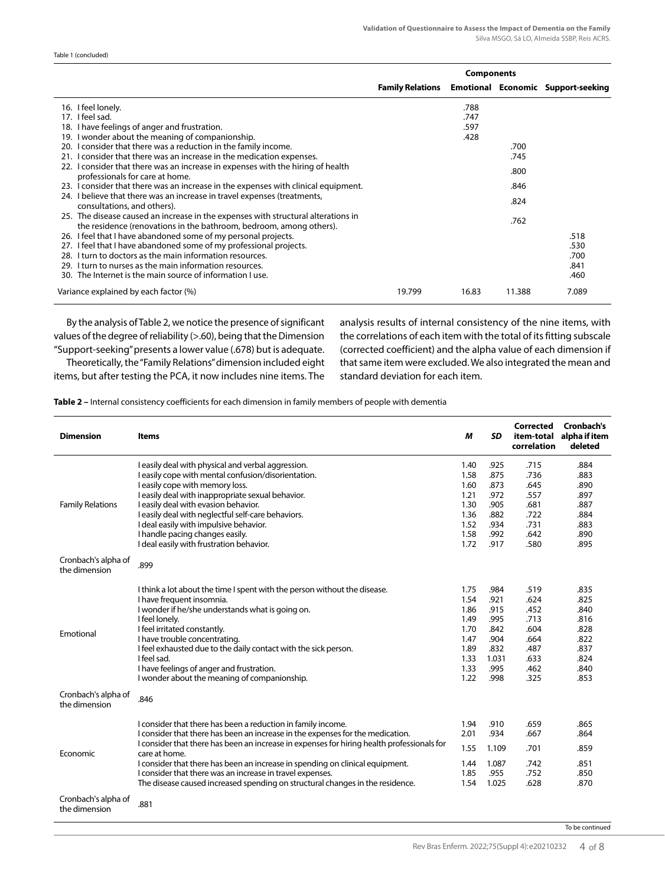Table 1 (concluded)

| | Components | | | |
|---|---|---|---|---|
| | **Family Relations** | **Emotional** | **Economic** | **Support-seeking** |
| 16. I feel lonely. | | .788 | | |
| 17. I feel sad. | | .747 | | |
| 18. I have feelings of anger and frustration. | | .597 | | |
| 19. I wonder about the meaning of companionship. | | .428 | | |
| 20. I consider that there was a reduction in the family income. | | | .700 | |
| 21. I consider that there was an increase in the medication expenses. | | | .745 | |
| 22. I consider that there was an increase in expenses with the hiring of health professionals for care at home. | | | .800 | |
| 23. I consider that there was an increase in the expenses with clinical equipment. | | | .846 | |
| 24. I believe that there was an increase in travel expenses (treatments, consultations, and others). | | | .824 | |
| 25. The disease caused an increase in the expenses with structural alterations in the residence (renovations in the bathroom, bedroom, among others). | | | .762 | |
| 26. I feel that I have abandoned some of my personal projects. | | | | .518 |
| 27. I feel that I have abandoned some of my professional projects. | | | | .530 |
| 28. I turn to doctors as the main information resources. | | | | .700 |
| 29. I turn to nurses as the main information resources. | | | | .841 |
| 30. The Internet is the main source of information I use. | | | | .460 |
| Variance explained by each factor (%) | 19.799 | 16.83 | 11.388 | 7.089 |

By the analysis of Table 2, we notice the presence of significant values of the degree of reliability (>.60), being that the Dimension "Support-seeking" presents a lower value (.678) but is adequate.

Theoretically, the "Family Relations" dimension included eight items, but after testing the PCA, it now includes nine items. The analysis results of internal consistency of the nine items, with the correlations of each item with the total of its fitting subscale (corrected coefficient) and the alpha value of each dimension if that same item were excluded. We also integrated the mean and standard deviation for each item.

**Table 2 –** Internal consistency coefficients for each dimension in family members of people with dementia

| Dimension | Items | *M* | *SD* | Corrected item-total correlation | Cronbach's alpha if item deleted |
|---|---|---|---|---|---|
| Family Relations | I easily deal with physical and verbal aggression. | 1.40 | .925 | .715 | .884 |
| | I easily cope with mental confusion/disorientation. | 1.58 | .875 | .736 | .883 |
| | I easily cope with memory loss. | 1.60 | .873 | .645 | .890 |
| | I easily deal with inappropriate sexual behavior. | 1.21 | .972 | .557 | .897 |
| | I easily deal with evasion behavior. | 1.30 | .905 | .681 | .887 |
| | I easily deal with neglectful self-care behaviors. | 1.36 | .882 | .722 | .884 |
| | I deal easily with impulsive behavior. | 1.52 | .934 | .731 | .883 |
| | I handle pacing changes easily. | 1.58 | .992 | .642 | .890 |
| | I deal easily with frustration behavior. | 1.72 | .917 | .580 | .895 |
| Cronbach's alpha of the dimension | .899 | | | | |
| Emotional | I think a lot about the time I spent with the person without the disease. | 1.75 | .984 | .519 | .835 |
| | I have frequent insomnia. | 1.54 | .921 | .624 | .825 |
| | I wonder if he/she understands what is going on. | 1.86 | .915 | .452 | .840 |
| | I feel lonely. | 1.49 | .995 | .713 | .816 |
| | I feel irritated constantly. | 1.70 | .842 | .604 | .828 |
| | I have trouble concentrating. | 1.47 | .904 | .664 | .822 |
| | I feel exhausted due to the daily contact with the sick person. | 1.89 | .832 | .487 | .837 |
| | I feel sad. | 1.33 | 1.031 | .633 | .824 |
| | I have feelings of anger and frustration. | 1.33 | .995 | .462 | .840 |
| | I wonder about the meaning of companionship. | 1.22 | .998 | .325 | .853 |
| Cronbach's alpha of the dimension | .846 | | | | |
| Economic | I consider that there has been a reduction in family income. | 1.94 | .910 | .659 | .865 |
| | I consider that there has been an increase in the expenses for the medication. | 2.01 | .934 | .667 | .864 |
| | I consider that there has been an increase in expenses for hiring health professionals for care at home. | 1.55 | 1.109 | .701 | .859 |
| | I consider that there has been an increase in spending on clinical equipment. | 1.44 | 1.087 | .742 | .851 |
| | I consider that there was an increase in travel expenses. | 1.85 | .955 | .752 | .850 |
| | The disease caused increased spending on structural changes in the residence. | 1.54 | 1.025 | .628 | .870 |
| Cronbach's alpha of the dimension | .881 | | | | |

To be continued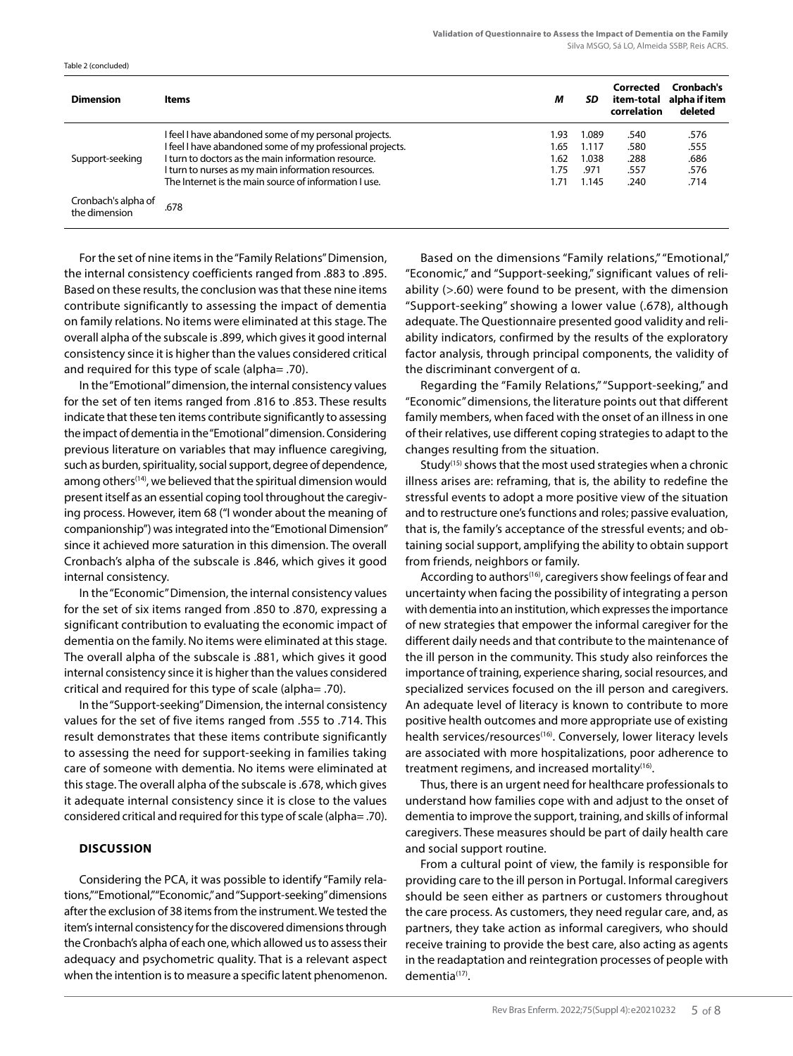Table 2 (concluded)

| Dimension | Items | M | SD | Corrected item-total correlation | Cronbach's alpha if item deleted |
|---|---|---|---|---|---|
| Support-seeking | I feel I have abandoned some of my personal projects. | 1.93 | 1.089 | .540 | .576 |
| | I feel I have abandoned some of my professional projects. | 1.65 | 1.117 | .580 | .555 |
| | I turn to doctors as the main information resource. | 1.62 | 1.038 | .288 | .686 |
| | I turn to nurses as my main information resources. | 1.75 | .971 | .557 | .576 |
| | The Internet is the main source of information I use. | 1.71 | 1.145 | .240 | .714 |
| Cronbach's alpha of the dimension | .678 | | | | |

For the set of nine items in the "Family Relations" Dimension, the internal consistency coefficients ranged from .883 to .895. Based on these results, the conclusion was that these nine items contribute significantly to assessing the impact of dementia on family relations. No items were eliminated at this stage. The overall alpha of the subscale is .899, which gives it good internal consistency since it is higher than the values considered critical and required for this type of scale (alpha= .70).

In the "Emotional" dimension, the internal consistency values for the set of ten items ranged from .816 to .853. These results indicate that these ten items contribute significantly to assessing the impact of dementia in the "Emotional" dimension. Considering previous literature on variables that may influence caregiving, such as burden, spirituality, social support, degree of dependence, among others[14], we believed that the spiritual dimension would present itself as an essential coping tool throughout the caregiving process. However, item 68 ("I wonder about the meaning of companionship") was integrated into the "Emotional Dimension" since it achieved more saturation in this dimension. The overall Cronbach's alpha of the subscale is .846, which gives it good internal consistency.

In the "Economic" Dimension, the internal consistency values for the set of six items ranged from .850 to .870, expressing a significant contribution to evaluating the economic impact of dementia on the family. No items were eliminated at this stage. The overall alpha of the subscale is .881, which gives it good internal consistency since it is higher than the values considered critical and required for this type of scale (alpha= .70).

In the "Support-seeking" Dimension, the internal consistency values for the set of five items ranged from .555 to .714. This result demonstrates that these items contribute significantly to assessing the need for support-seeking in families taking care of someone with dementia. No items were eliminated at this stage. The overall alpha of the subscale is .678, which gives it adequate internal consistency since it is close to the values considered critical and required for this type of scale (alpha= .70).

## DISCUSSION

Considering the PCA, it was possible to identify "Family relations," "Emotional," "Economic," and "Support-seeking" dimensions after the exclusion of 38 items from the instrument. We tested the item's internal consistency for the discovered dimensions through the Cronbach's alpha of each one, which allowed us to assess their adequacy and psychometric quality. That is a relevant aspect when the intention is to measure a specific latent phenomenon.

Based on the dimensions "Family relations," "Emotional," "Economic," and "Support-seeking," significant values of reliability (>.60) were found to be present, with the dimension "Support-seeking" showing a lower value (.678), although adequate. The Questionnaire presented good validity and reliability indicators, confirmed by the results of the exploratory factor analysis, through principal components, the validity of the discriminant convergent of α.

Regarding the "Family Relations," "Support-seeking," and "Economic" dimensions, the literature points out that different family members, when faced with the onset of an illness in one of their relatives, use different coping strategies to adapt to the changes resulting from the situation.

Study[15] shows that the most used strategies when a chronic illness arises are: reframing, that is, the ability to redefine the stressful events to adopt a more positive view of the situation and to restructure one's functions and roles; passive evaluation, that is, the family's acceptance of the stressful events; and obtaining social support, amplifying the ability to obtain support from friends, neighbors or family.

According to authors[16], caregivers show feelings of fear and uncertainty when facing the possibility of integrating a person with dementia into an institution, which expresses the importance of new strategies that empower the informal caregiver for the different daily needs and that contribute to the maintenance of the ill person in the community. This study also reinforces the importance of training, experience sharing, social resources, and specialized services focused on the ill person and caregivers. An adequate level of literacy is known to contribute to more positive health outcomes and more appropriate use of existing health services/resources[16]. Conversely, lower literacy levels are associated with more hospitalizations, poor adherence to treatment regimens, and increased mortality[16].

Thus, there is an urgent need for healthcare professionals to understand how families cope with and adjust to the onset of dementia to improve the support, training, and skills of informal caregivers. These measures should be part of daily health care and social support routine.

From a cultural point of view, the family is responsible for providing care to the ill person in Portugal. Informal caregivers should be seen either as partners or customers throughout the care process. As customers, they need regular care, and, as partners, they take action as informal caregivers, who should receive training to provide the best care, also acting as agents in the readaptation and reintegration processes of people with dementia[17].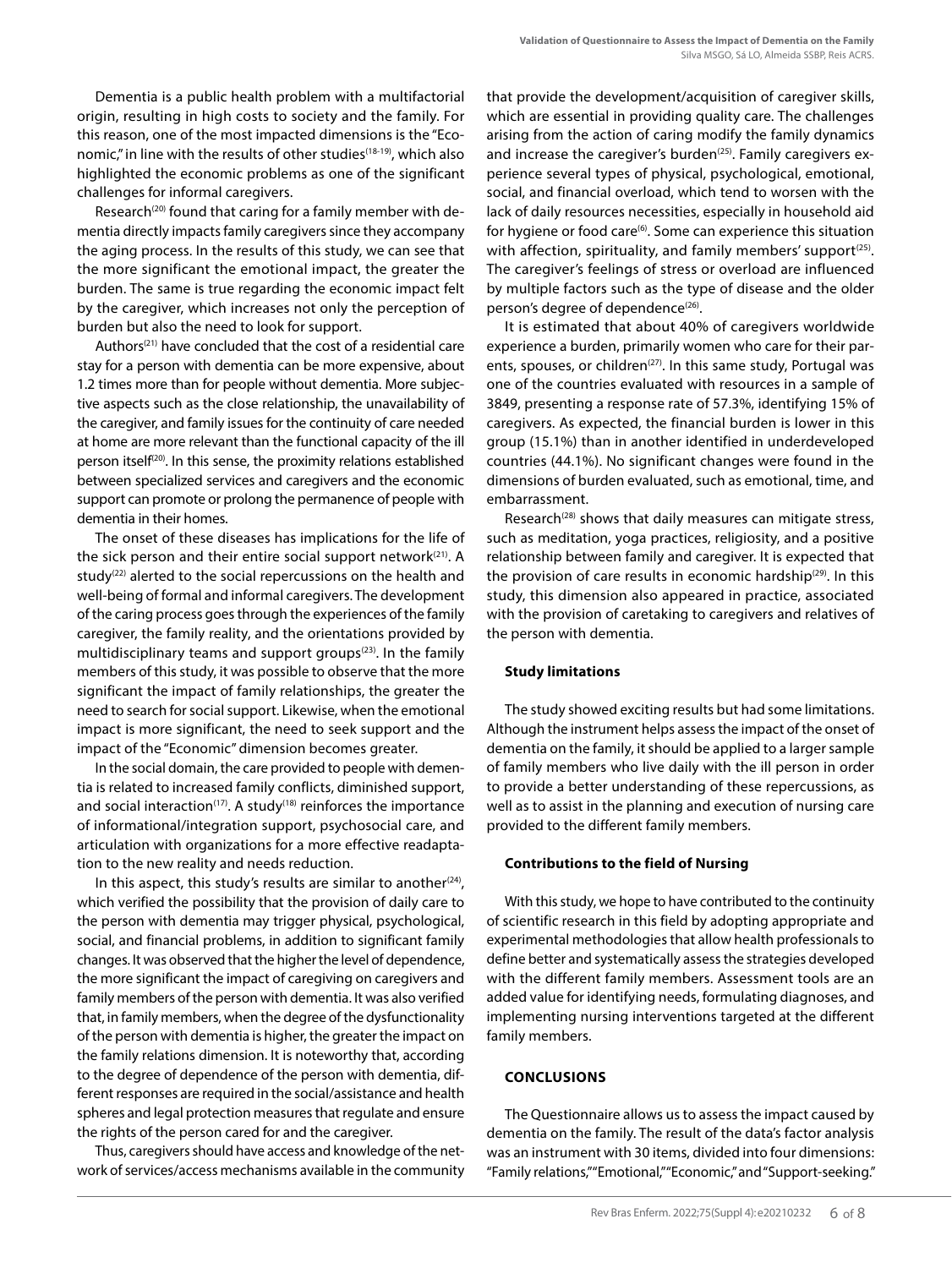Dementia is a public health problem with a multifactorial origin, resulting in high costs to society and the family. For this reason, one of the most impacted dimensions is the "Economic," in line with the results of other studies[18-19], which also highlighted the economic problems as one of the significant challenges for informal caregivers.

Research[20] found that caring for a family member with dementia directly impacts family caregivers since they accompany the aging process. In the results of this study, we can see that the more significant the emotional impact, the greater the burden. The same is true regarding the economic impact felt by the caregiver, which increases not only the perception of burden but also the need to look for support.

Authors[21] have concluded that the cost of a residential care stay for a person with dementia can be more expensive, about 1.2 times more than for people without dementia. More subjective aspects such as the close relationship, the unavailability of the caregiver, and family issues for the continuity of care needed at home are more relevant than the functional capacity of the ill person itself[20]. In this sense, the proximity relations established between specialized services and caregivers and the economic support can promote or prolong the permanence of people with dementia in their homes.

The onset of these diseases has implications for the life of the sick person and their entire social support network[21]. A study[22] alerted to the social repercussions on the health and well-being of formal and informal caregivers. The development of the caring process goes through the experiences of the family caregiver, the family reality, and the orientations provided by multidisciplinary teams and support groups[23]. In the family members of this study, it was possible to observe that the more significant the impact of family relationships, the greater the need to search for social support. Likewise, when the emotional impact is more significant, the need to seek support and the impact of the "Economic" dimension becomes greater.

In the social domain, the care provided to people with dementia is related to increased family conflicts, diminished support, and social interaction[17]. A study[18] reinforces the importance of informational/integration support, psychosocial care, and articulation with organizations for a more effective readaptation to the new reality and needs reduction.

In this aspect, this study's results are similar to another[24], which verified the possibility that the provision of daily care to the person with dementia may trigger physical, psychological, social, and financial problems, in addition to significant family changes. It was observed that the higher the level of dependence, the more significant the impact of caregiving on caregivers and family members of the person with dementia. It was also verified that, in family members, when the degree of the dysfunctionality of the person with dementia is higher, the greater the impact on the family relations dimension. It is noteworthy that, according to the degree of dependence of the person with dementia, different responses are required in the social/assistance and health spheres and legal protection measures that regulate and ensure the rights of the person cared for and the caregiver.

Thus, caregivers should have access and knowledge of the network of services/access mechanisms available in the community that provide the development/acquisition of caregiver skills, which are essential in providing quality care. The challenges arising from the action of caring modify the family dynamics and increase the caregiver's burden[25]. Family caregivers experience several types of physical, psychological, emotional, social, and financial overload, which tend to worsen with the lack of daily resources necessities, especially in household aid for hygiene or food care[6]. Some can experience this situation with affection, spirituality, and family members' support[25]. The caregiver's feelings of stress or overload are influenced by multiple factors such as the type of disease and the older person's degree of dependence[26].

It is estimated that about 40% of caregivers worldwide experience a burden, primarily women who care for their parents, spouses, or children[27]. In this same study, Portugal was one of the countries evaluated with resources in a sample of 3849, presenting a response rate of 57.3%, identifying 15% of caregivers. As expected, the financial burden is lower in this group (15.1%) than in another identified in underdeveloped countries (44.1%). No significant changes were found in the dimensions of burden evaluated, such as emotional, time, and embarrassment.

Research[28] shows that daily measures can mitigate stress, such as meditation, yoga practices, religiosity, and a positive relationship between family and caregiver. It is expected that the provision of care results in economic hardship[29]. In this study, this dimension also appeared in practice, associated with the provision of caretaking to caregivers and relatives of the person with dementia.

### Study limitations

The study showed exciting results but had some limitations. Although the instrument helps assess the impact of the onset of dementia on the family, it should be applied to a larger sample of family members who live daily with the ill person in order to provide a better understanding of these repercussions, as well as to assist in the planning and execution of nursing care provided to the different family members.

### Contributions to the field of Nursing

With this study, we hope to have contributed to the continuity of scientific research in this field by adopting appropriate and experimental methodologies that allow health professionals to define better and systematically assess the strategies developed with the different family members. Assessment tools are an added value for identifying needs, formulating diagnoses, and implementing nursing interventions targeted at the different family members.

## CONCLUSIONS

The Questionnaire allows us to assess the impact caused by dementia on the family. The result of the data's factor analysis was an instrument with 30 items, divided into four dimensions: "Family relations," "Emotional," "Economic," and "Support-seeking."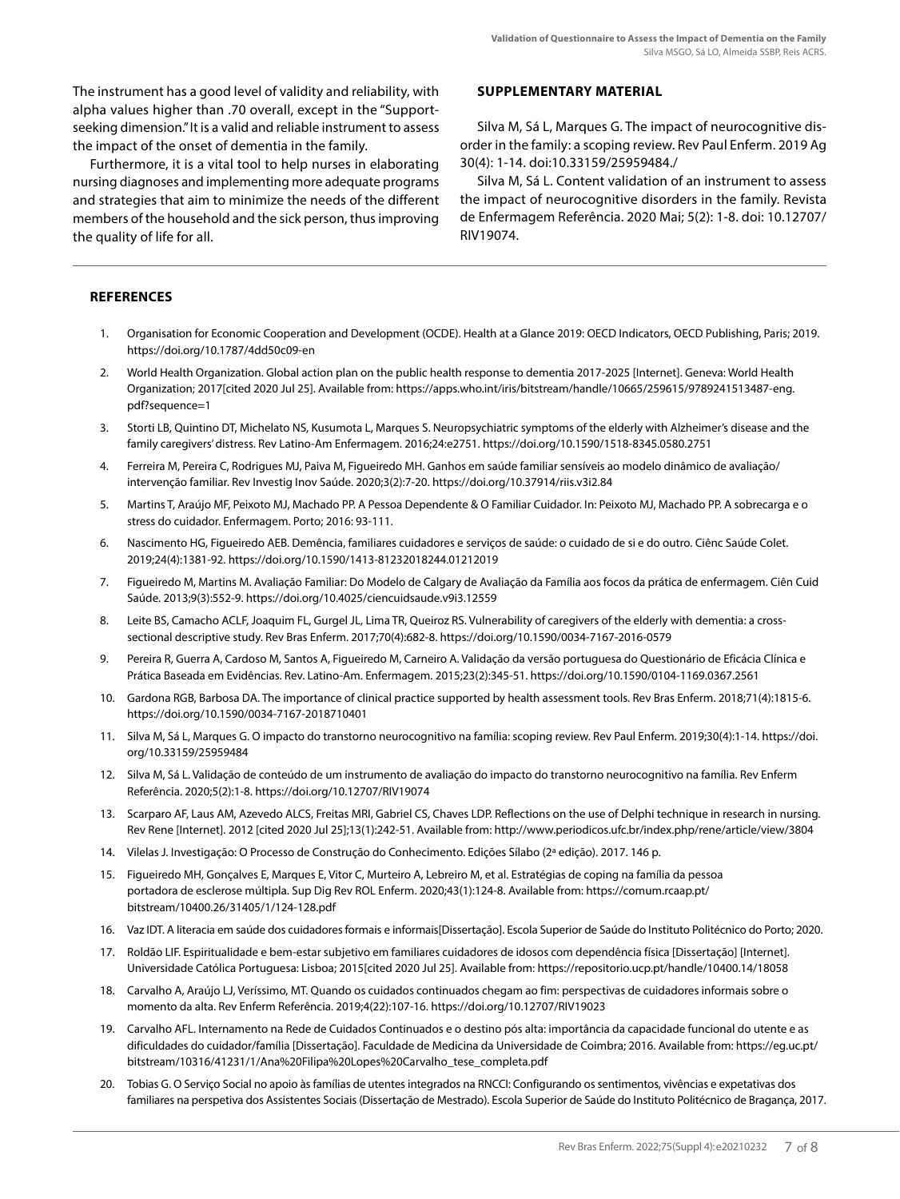The instrument has a good level of validity and reliability, with alpha values higher than .70 overall, except in the "Support-seeking dimension." It is a valid and reliable instrument to assess the impact of the onset of dementia in the family.

Furthermore, it is a vital tool to help nurses in elaborating nursing diagnoses and implementing more adequate programs and strategies that aim to minimize the needs of the different members of the household and the sick person, thus improving the quality of life for all.

## SUPPLEMENTARY MATERIAL

Silva M, Sá L, Marques G. The impact of neurocognitive disorder in the family: a scoping review. Rev Paul Enferm. 2019 Ag 30(4): 1-14. doi:10.33159/25959484./

Silva M, Sá L. Content validation of an instrument to assess the impact of neurocognitive disorders in the family. Revista de Enfermagem Referência. 2020 Mai; 5(2): 1-8. doi: 10.12707/RIV19074.

## REFERENCES

1. Organisation for Economic Cooperation and Development (OCDE). Health at a Glance 2019: OECD Indicators, OECD Publishing, Paris; 2019. https://doi.org/10.1787/4dd50c09-en
2. World Health Organization. Global action plan on the public health response to dementia 2017-2025 [Internet]. Geneva: World Health Organization; 2017[cited 2020 Jul 25]. Available from: https://apps.who.int/iris/bitstream/handle/10665/259615/9789241513487-eng.pdf?sequence=1
3. Storti LB, Quintino DT, Michelato NS, Kusumota L, Marques S. Neuropsychiatric symptoms of the elderly with Alzheimer's disease and the family caregivers' distress. Rev Latino-Am Enfermagem. 2016;24:e2751. https://doi.org/10.1590/1518-8345.0580.2751
4. Ferreira M, Pereira C, Rodrigues MJ, Paiva M, Figueiredo MH. Ganhos em saúde familiar sensíveis ao modelo dinâmico de avaliação/intervenção familiar. Rev Investig Inov Saúde. 2020;3(2):7-20. https://doi.org/10.37914/riis.v3i2.84
5. Martins T, Araújo MF, Peixoto MJ, Machado PP. A Pessoa Dependente & O Familiar Cuidador. In: Peixoto MJ, Machado PP. A sobrecarga e o stress do cuidador. Enfermagem. Porto; 2016: 93-111.
6. Nascimento HG, Figueiredo AEB. Demência, familiares cuidadores e serviços de saúde: o cuidado de si e do outro. Ciênc Saúde Colet. 2019;24(4):1381-92. https://doi.org/10.1590/1413-81232018244.01212019
7. Figueiredo M, Martins M. Avaliação Familiar: Do Modelo de Calgary de Avaliação da Família aos focos da prática de enfermagem. Ciên Cuid Saúde. 2013;9(3):552-9. https://doi.org/10.4025/ciencuidsaude.v9i3.12559
8. Leite BS, Camacho ACLF, Joaquim FL, Gurgel JL, Lima TR, Queiroz RS. Vulnerability of caregivers of the elderly with dementia: a cross-sectional descriptive study. Rev Bras Enferm. 2017;70(4):682-8. https://doi.org/10.1590/0034-7167-2016-0579
9. Pereira R, Guerra A, Cardoso M, Santos A, Figueiredo M, Carneiro A. Validação da versão portuguesa do Questionário de Eficácia Clínica e Prática Baseada em Evidências. Rev. Latino-Am. Enfermagem. 2015;23(2):345-51. https://doi.org/10.1590/0104-1169.0367.2561
10. Gardona RGB, Barbosa DA. The importance of clinical practice supported by health assessment tools. Rev Bras Enferm. 2018;71(4):1815-6. https://doi.org/10.1590/0034-7167-2018710401
11. Silva M, Sá L, Marques G. O impacto do transtorno neurocognitivo na família: scoping review. Rev Paul Enferm. 2019;30(4):1-14. https://doi.org/10.33159/25959484
12. Silva M, Sá L. Validação de conteúdo de um instrumento de avaliação do impacto do transtorno neurocognitivo na família. Rev Enferm Referência. 2020;5(2):1-8. https://doi.org/10.12707/RIV19074
13. Scarparo AF, Laus AM, Azevedo ALCS, Freitas MRI, Gabriel CS, Chaves LDP. Reflections on the use of Delphi technique in research in nursing. Rev Rene [Internet]. 2012 [cited 2020 Jul 25];13(1):242-51. Available from: http://www.periodicos.ufc.br/index.php/rene/article/view/3804
14. Vilelas J. Investigação: O Processo de Construção do Conhecimento. Edições Sílabo (2ª edição). 2017. 146 p.
15. Figueiredo MH, Gonçalves E, Marques E, Vitor C, Murteiro A, Lebreiro M, et al. Estratégias de coping na família da pessoa portadora de esclerose múltipla. Sup Dig Rev ROL Enferm. 2020;43(1):124-8. Available from: https://comum.rcaap.pt/bitstream/10400.26/31405/1/124-128.pdf
16. Vaz IDT. A literacia em saúde dos cuidadores formais e informais[Dissertação]. Escola Superior de Saúde do Instituto Politécnico do Porto; 2020.
17. Roldão LIF. Espiritualidade e bem-estar subjetivo em familiares cuidadores de idosos com dependência física [Dissertação] [Internet]. Universidade Católica Portuguesa: Lisboa; 2015[cited 2020 Jul 25]. Available from: https://repositorio.ucp.pt/handle/10400.14/18058
18. Carvalho A, Araújo LJ, Veríssimo, MT. Quando os cuidados continuados chegam ao fim: perspectivas de cuidadores informais sobre o momento da alta. Rev Enferm Referência. 2019;4(22):107-16. https://doi.org/10.12707/RIV19023
19. Carvalho AFL. Internamento na Rede de Cuidados Continuados e o destino pós alta: importância da capacidade funcional do utente e as dificuldades do cuidador/família [Dissertação]. Faculdade de Medicina da Universidade de Coimbra; 2016. Available from: https://eg.uc.pt/bitstream/10316/41231/1/Ana%20Filipa%20Lopes%20Carvalho_tese_completa.pdf
20. Tobias G. O Serviço Social no apoio às famílias de utentes integrados na RNCCI: Configurando os sentimentos, vivências e expetativas dos familiares na perspetiva dos Assistentes Sociais (Dissertação de Mestrado). Escola Superior de Saúde do Instituto Politécnico de Bragança, 2017.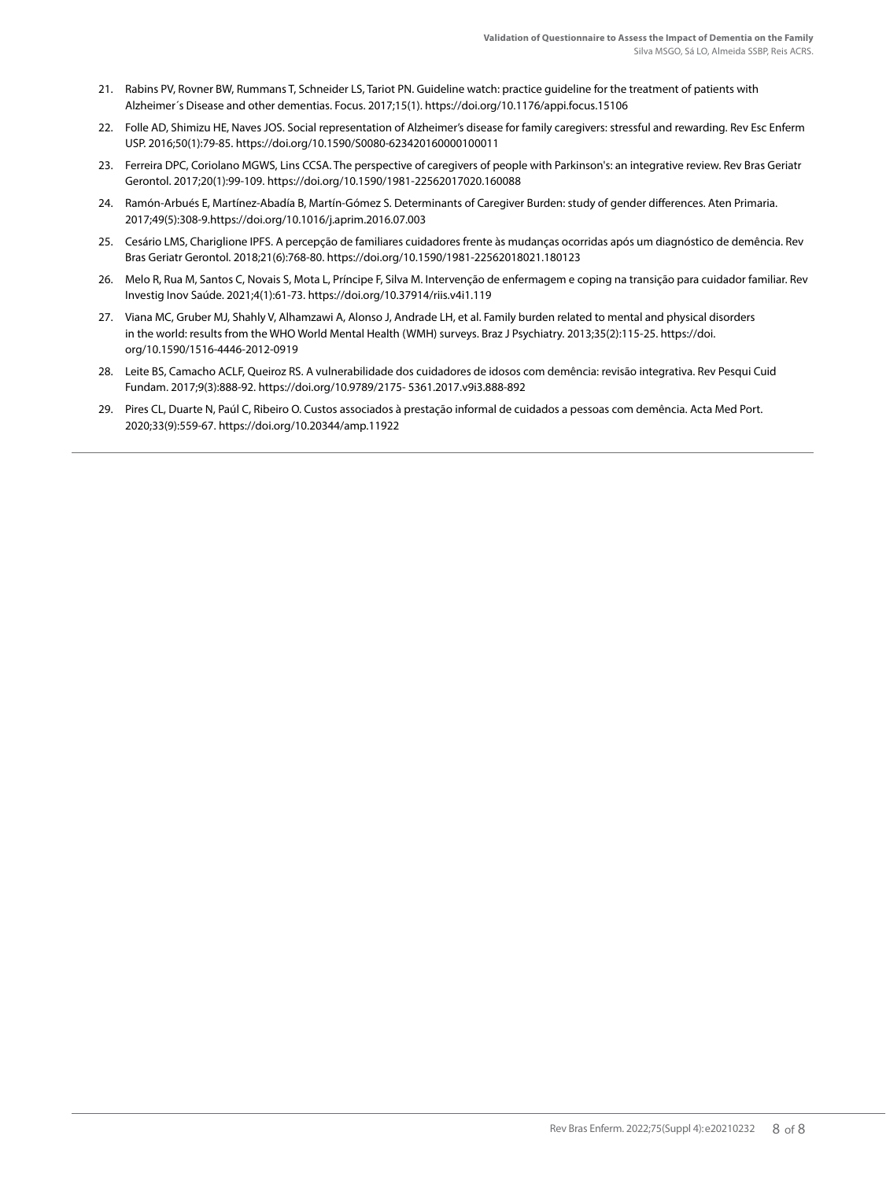21. Rabins PV, Rovner BW, Rummans T, Schneider LS, Tariot PN. Guideline watch: practice guideline for the treatment of patients with Alzheimer´s Disease and other dementias. Focus. 2017;15(1). https://doi.org/10.1176/appi.focus.15106

22. Folle AD, Shimizu HE, Naves JOS. Social representation of Alzheimer's disease for family caregivers: stressful and rewarding. Rev Esc Enferm USP. 2016;50(1):79-85. https://doi.org/10.1590/S0080-623420160000100011

23. Ferreira DPC, Coriolano MGWS, Lins CCSA. The perspective of caregivers of people with Parkinson's: an integrative review. Rev Bras Geriatr Gerontol. 2017;20(1):99-109. https://doi.org/10.1590/1981-22562017020.160088

24. Ramón-Arbués E, Martínez-Abadía B, Martín-Gómez S. Determinants of Caregiver Burden: study of gender differences. Aten Primaria. 2017;49(5):308-9.https://doi.org/10.1016/j.aprim.2016.07.003

25. Cesário LMS, Chariglione IPFS. A percepção de familiares cuidadores frente às mudanças ocorridas após um diagnóstico de demência. Rev Bras Geriatr Gerontol. 2018;21(6):768-80. https://doi.org/10.1590/1981-22562018021.180123

26. Melo R, Rua M, Santos C, Novais S, Mota L, Príncipe F, Silva M. Intervenção de enfermagem e coping na transição para cuidador familiar. Rev Investig Inov Saúde. 2021;4(1):61-73. https://doi.org/10.37914/riis.v4i1.119

27. Viana MC, Gruber MJ, Shahly V, Alhamzawi A, Alonso J, Andrade LH, et al. Family burden related to mental and physical disorders in the world: results from the WHO World Mental Health (WMH) surveys. Braz J Psychiatry. 2013;35(2):115-25. https://doi.org/10.1590/1516-4446-2012-0919

28. Leite BS, Camacho ACLF, Queiroz RS. A vulnerabilidade dos cuidadores de idosos com demência: revisão integrativa. Rev Pesqui Cuid Fundam. 2017;9(3):888-92. https://doi.org/10.9789/2175- 5361.2017.v9i3.888-892

29. Pires CL, Duarte N, Paúl C, Ribeiro O. Custos associados à prestação informal de cuidados a pessoas com demência. Acta Med Port. 2020;33(9):559-67. https://doi.org/10.20344/amp.11922